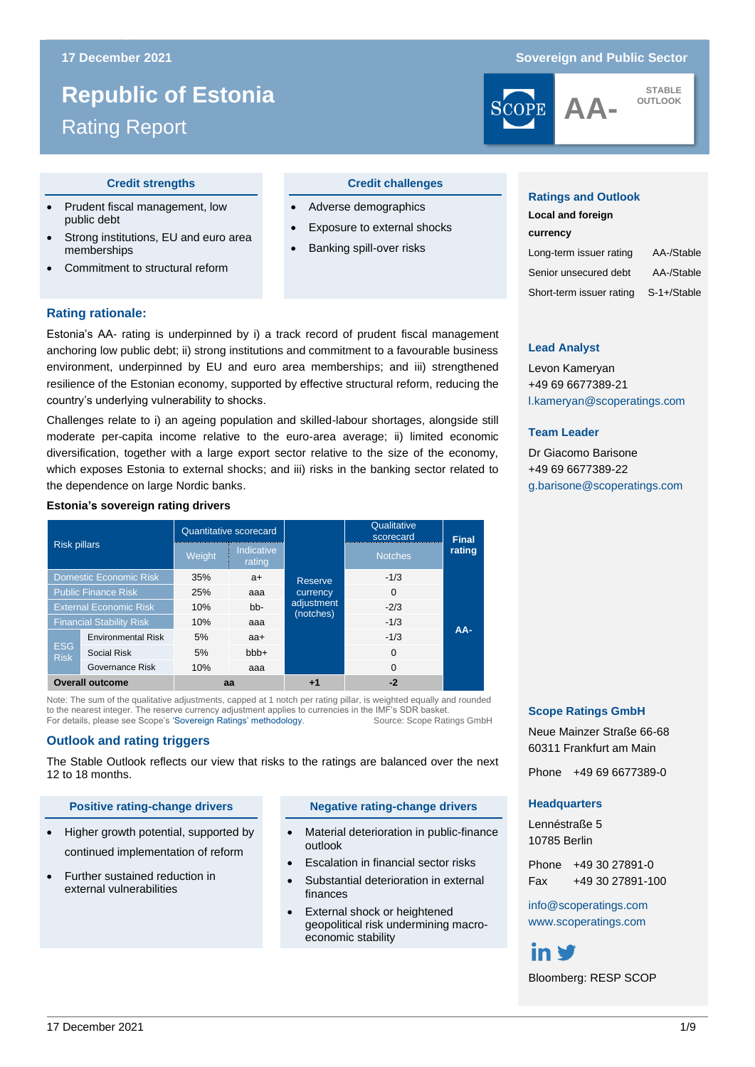17 December 2021

Sovereign and Public Sector

# Republic of Estonia

## Rating Report

AA- STABLE OUTLOOK

### Credit strengths

- Prudent fiscal management, low public debt
- Strong institutions, EU and euro area memberships
- Commitment to structural reform

### Credit challenges

- Adverse demographics
- Exposure to external shocks
- Banking spill-over risks

### Rating rationale:

Estonia's AA- rating is underpinned by i) a track record of prudent fiscal management anchoring low public debt; ii) strong institutions and commitment to a favourable business environment, underpinned by EU and euro area memberships; and iii) strengthened resilience of the Estonian economy, supported by effective structural reform, reducing the country's underlying vulnerability to shocks.

Challenges relate to i) an ageing population and skilled-labour shortages, alongside still moderate per-capita income relative to the euro-area average; ii) limited economic diversification, together with a large export sector relative to the size of the economy, which exposes Estonia to external shocks; and iii) risks in the banking sector related to the dependence on large Nordic banks.

**Estonia's sovereign rating drivers**

| Risk pillars | | Quantitative scorecard | | Reserve currency adjustment (notches) | Qualitative scorecard | Final rating |
|---|---|---|---|---|---|---|
| | | Weight | Indicative rating | | Notches | |
| Domestic Economic Risk | | 35% | a+ | | -1/3 | AA- |
| Public Finance Risk | | 25% | aaa | | 0 | |
| External Economic Risk | | 10% | bb- | | -2/3 | |
| Financial Stability Risk | | 10% | aaa | | -1/3 | |
| ESG Risk | Environmental Risk | 5% | aa+ | | -1/3 | |
| | Social Risk | 5% | bbb+ | | 0 | |
| | Governance Risk | 10% | aaa | | 0 | |
| **Overall outcome** | | aa | | +1 | -2 | |

Note: The sum of the qualitative adjustments, capped at 1 notch per rating pillar, is weighted equally and rounded to the nearest integer. The reserve currency adjustment applies to currencies in the IMF's SDR basket. For details, please see Scope's 'Sovereign Ratings' methodology. Source: Scope Ratings GmbH

### Outlook and rating triggers

The Stable Outlook reflects our view that risks to the ratings are balanced over the next 12 to 18 months.

#### Positive rating-change drivers

- Higher growth potential, supported by continued implementation of reform
- Further sustained reduction in external vulnerabilities

#### Negative rating-change drivers

- Material deterioration in public-finance outlook
- Escalation in financial sector risks
- Substantial deterioration in external finances
- External shock or heightened geopolitical risk undermining macro-economic stability

### Ratings and Outlook

**Local and foreign currency**

| | |
|---|---|
| Long-term issuer rating | AA-/Stable |
| Senior unsecured debt | AA-/Stable |
| Short-term issuer rating | S-1+/Stable |

### Lead Analyst

Levon Kameryan
+49 69 6677389-21
l.kameryan@scoperatings.com

### Team Leader

Dr Giacomo Barisone
+49 69 6677389-22
g.barisone@scoperatings.com

### Scope Ratings GmbH

Neue Mainzer Straße 66-68
60311 Frankfurt am Main

Phone +49 69 6677389-0

### Headquarters

Lennéstraße 5
10785 Berlin

Phone +49 30 27891-0
Fax +49 30 27891-100

info@scoperatings.com
www.scoperatings.com

Bloomberg: RESP SCOP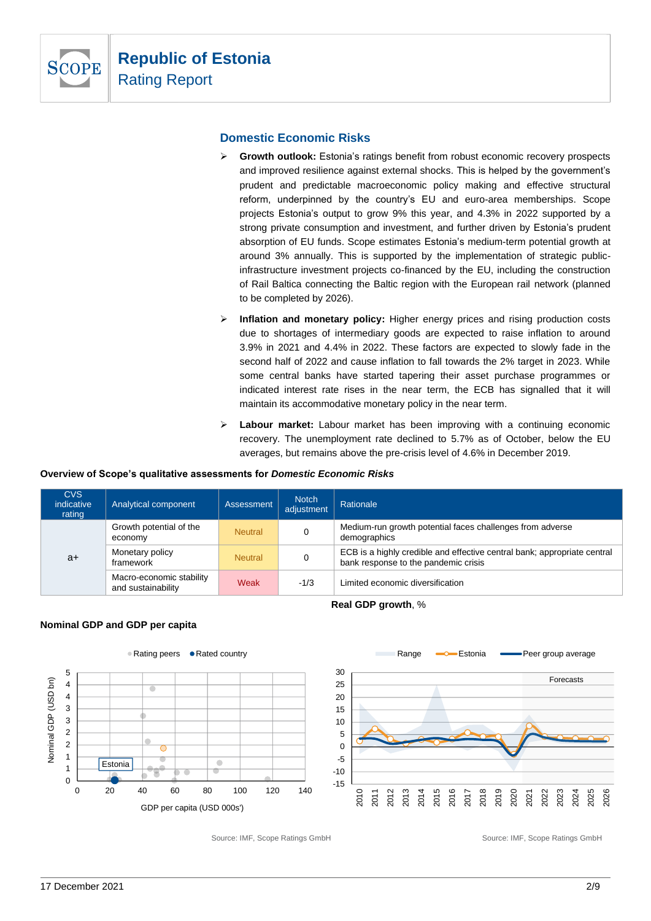## Domestic Economic Risks

- **Growth outlook:** Estonia's ratings benefit from robust economic recovery prospects and improved resilience against external shocks. This is helped by the government's prudent and predictable macroeconomic policy making and effective structural reform, underpinned by the country's EU and euro-area memberships. Scope projects Estonia's output to grow 9% this year, and 4.3% in 2022 supported by a strong private consumption and investment, and further driven by Estonia's prudent absorption of EU funds. Scope estimates Estonia's medium-term potential growth at around 3% annually. This is supported by the implementation of strategic public-infrastructure investment projects co-financed by the EU, including the construction of Rail Baltica connecting the Baltic region with the European rail network (planned to be completed by 2026).
- **Inflation and monetary policy:** Higher energy prices and rising production costs due to shortages of intermediary goods are expected to raise inflation to around 3.9% in 2021 and 4.4% in 2022. These factors are expected to slowly fade in the second half of 2022 and cause inflation to fall towards the 2% target in 2023. While some central banks have started tapering their asset purchase programmes or indicated interest rate rises in the near term, the ECB has signalled that it will maintain its accommodative monetary policy in the near term.
- **Labour market:** Labour market has been improving with a continuing economic recovery. The unemployment rate declined to 5.7% as of October, below the EU averages, but remains above the pre-crisis level of 4.6% in December 2019.

**Overview of Scope's qualitative assessments for *Domestic Economic Risks***

| CVS indicative rating | Analytical component | Assessment | Notch adjustment | Rationale |
|---|---|---|---|---|
| a+ | Growth potential of the economy | Neutral | 0 | Medium-run growth potential faces challenges from adverse demographics |
| | Monetary policy framework | Neutral | 0 | ECB is a highly credible and effective central bank; appropriate central bank response to the pandemic crisis |
| | Macro-economic stability and sustainability | Weak | -1/3 | Limited economic diversification |

**Nominal GDP and GDP per capita**

Source: IMF, Scope Ratings GmbH

**Real GDP growth**, %

Source: IMF, Scope Ratings GmbH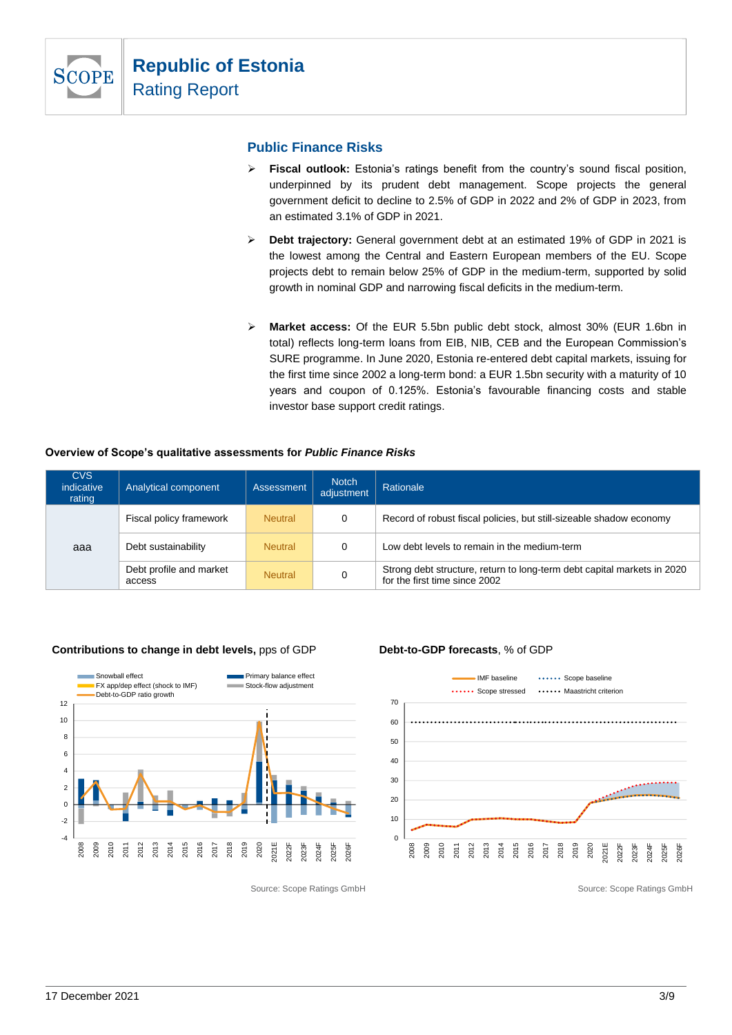## Public Finance Risks

- **Fiscal outlook:** Estonia's ratings benefit from the country's sound fiscal position, underpinned by its prudent debt management. Scope projects the general government deficit to decline to 2.5% of GDP in 2022 and 2% of GDP in 2023, from an estimated 3.1% of GDP in 2021.
- **Debt trajectory:** General government debt at an estimated 19% of GDP in 2021 is the lowest among the Central and Eastern European members of the EU. Scope projects debt to remain below 25% of GDP in the medium-term, supported by solid growth in nominal GDP and narrowing fiscal deficits in the medium-term.
- **Market access:** Of the EUR 5.5bn public debt stock, almost 30% (EUR 1.6bn in total) reflects long-term loans from EIB, NIB, CEB and the European Commission's SURE programme. In June 2020, Estonia re-entered debt capital markets, issuing for the first time since 2002 a long-term bond: a EUR 1.5bn security with a maturity of 10 years and coupon of 0.125%. Estonia's favourable financing costs and stable investor base support credit ratings.

**Overview of Scope's qualitative assessments for *Public Finance Risks***

| CVS indicative rating | Analytical component | Assessment | Notch adjustment | Rationale |
|---|---|---|---|---|
| aaa | Fiscal policy framework | Neutral | 0 | Record of robust fiscal policies, but still-sizeable shadow economy |
| | Debt sustainability | Neutral | 0 | Low debt levels to remain in the medium-term |
| | Debt profile and market access | Neutral | 0 | Strong debt structure, return to long-term debt capital markets in 2020 for the first time since 2002 |

**Contributions to change in debt levels,** pps of GDP

Source: Scope Ratings GmbH

**Debt-to-GDP forecasts**, % of GDP

Source: Scope Ratings GmbH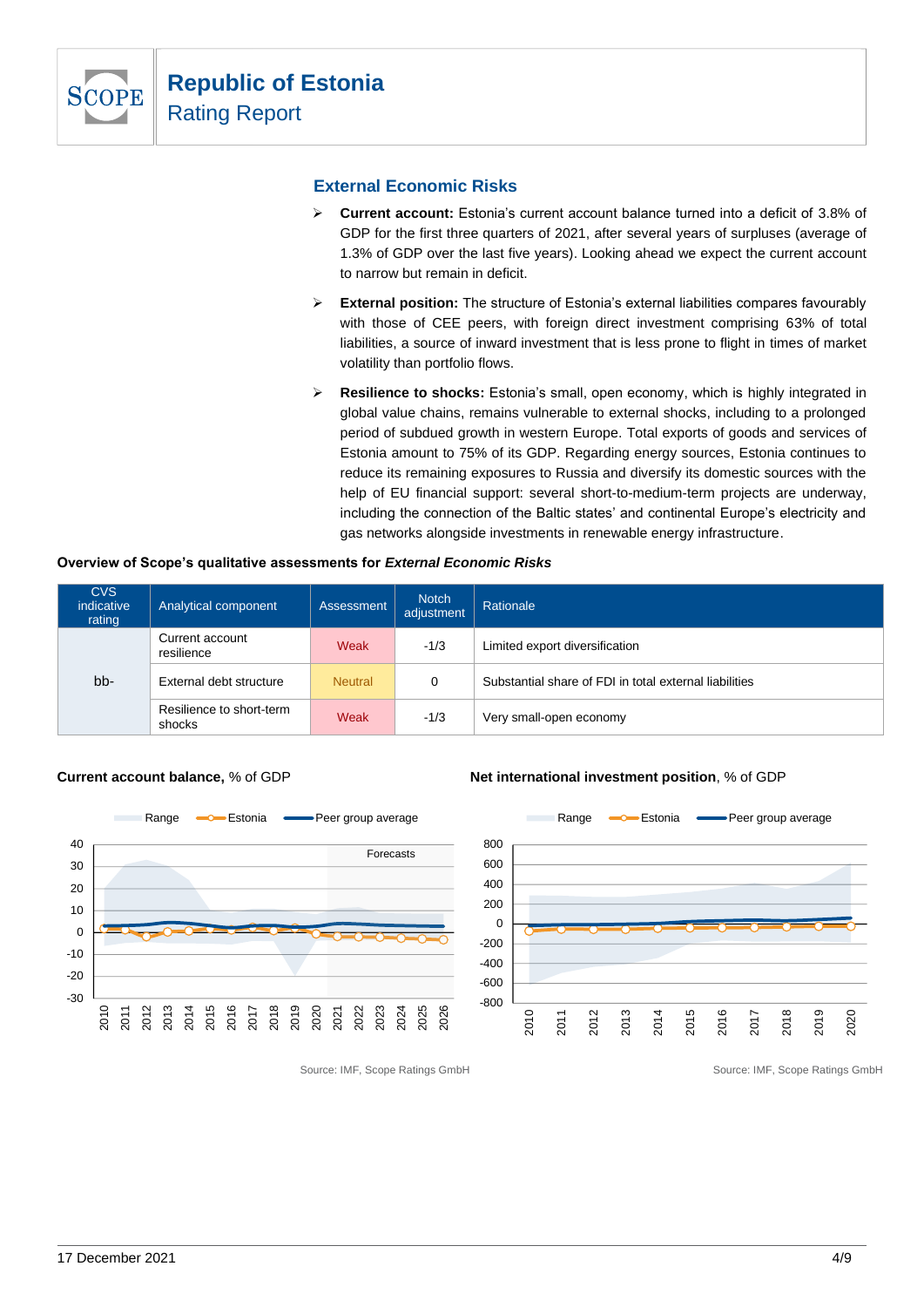## External Economic Risks

- **Current account:** Estonia's current account balance turned into a deficit of 3.8% of GDP for the first three quarters of 2021, after several years of surpluses (average of 1.3% of GDP over the last five years). Looking ahead we expect the current account to narrow but remain in deficit.
- **External position:** The structure of Estonia's external liabilities compares favourably with those of CEE peers, with foreign direct investment comprising 63% of total liabilities, a source of inward investment that is less prone to flight in times of market volatility than portfolio flows.
- **Resilience to shocks:** Estonia's small, open economy, which is highly integrated in global value chains, remains vulnerable to external shocks, including to a prolonged period of subdued growth in western Europe. Total exports of goods and services of Estonia amount to 75% of its GDP. Regarding energy sources, Estonia continues to reduce its remaining exposures to Russia and diversify its domestic sources with the help of EU financial support: several short-to-medium-term projects are underway, including the connection of the Baltic states' and continental Europe's electricity and gas networks alongside investments in renewable energy infrastructure.

**Overview of Scope's qualitative assessments for *External Economic Risks***

| CVS indicative rating | Analytical component | Assessment | Notch adjustment | Rationale |
|---|---|---|---|---|
| bb- | Current account resilience | Weak | -1/3 | Limited export diversification |
| | External debt structure | Neutral | 0 | Substantial share of FDI in total external liabilities |
| | Resilience to short-term shocks | Weak | -1/3 | Very small-open economy |

**Current account balance,** % of GDP

Source: IMF, Scope Ratings GmbH

**Net international investment position**, % of GDP

Source: IMF, Scope Ratings GmbH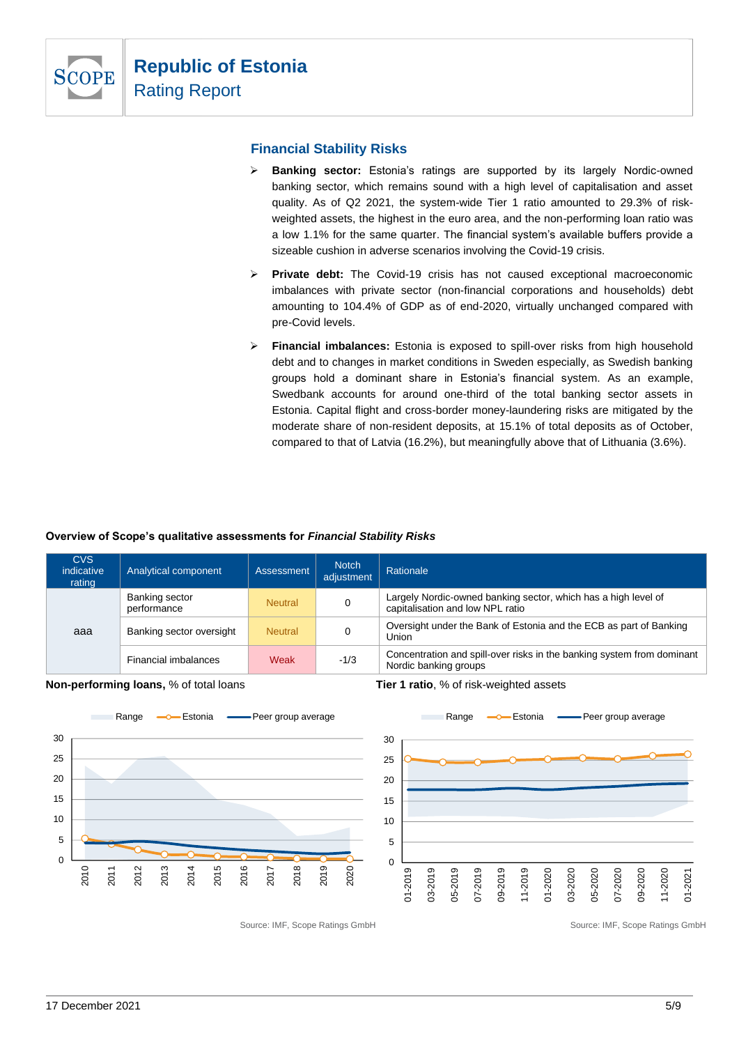## Financial Stability Risks

- **Banking sector:** Estonia's ratings are supported by its largely Nordic-owned banking sector, which remains sound with a high level of capitalisation and asset quality. As of Q2 2021, the system-wide Tier 1 ratio amounted to 29.3% of risk-weighted assets, the highest in the euro area, and the non-performing loan ratio was a low 1.1% for the same quarter. The financial system's available buffers provide a sizeable cushion in adverse scenarios involving the Covid-19 crisis.
- **Private debt:** The Covid-19 crisis has not caused exceptional macroeconomic imbalances with private sector (non-financial corporations and households) debt amounting to 104.4% of GDP as of end-2020, virtually unchanged compared with pre-Covid levels.
- **Financial imbalances:** Estonia is exposed to spill-over risks from high household debt and to changes in market conditions in Sweden especially, as Swedish banking groups hold a dominant share in Estonia's financial system. As an example, Swedbank accounts for around one-third of the total banking sector assets in Estonia. Capital flight and cross-border money-laundering risks are mitigated by the moderate share of non-resident deposits, at 15.1% of total deposits as of October, compared to that of Latvia (16.2%), but meaningfully above that of Lithuania (3.6%).

**Overview of Scope's qualitative assessments for *Financial Stability Risks***

| CVS indicative rating | Analytical component | Assessment | Notch adjustment | Rationale |
|---|---|---|---|---|
| aaa | Banking sector performance | Neutral | 0 | Largely Nordic-owned banking sector, which has a high level of capitalisation and low NPL ratio |
| | Banking sector oversight | Neutral | 0 | Oversight under the Bank of Estonia and the ECB as part of Banking Union |
| | Financial imbalances | Weak | -1/3 | Concentration and spill-over risks in the banking system from dominant Nordic banking groups |

**Non-performing loans,** % of total loans

Source: IMF, Scope Ratings GmbH

**Tier 1 ratio**, % of risk-weighted assets

Source: IMF, Scope Ratings GmbH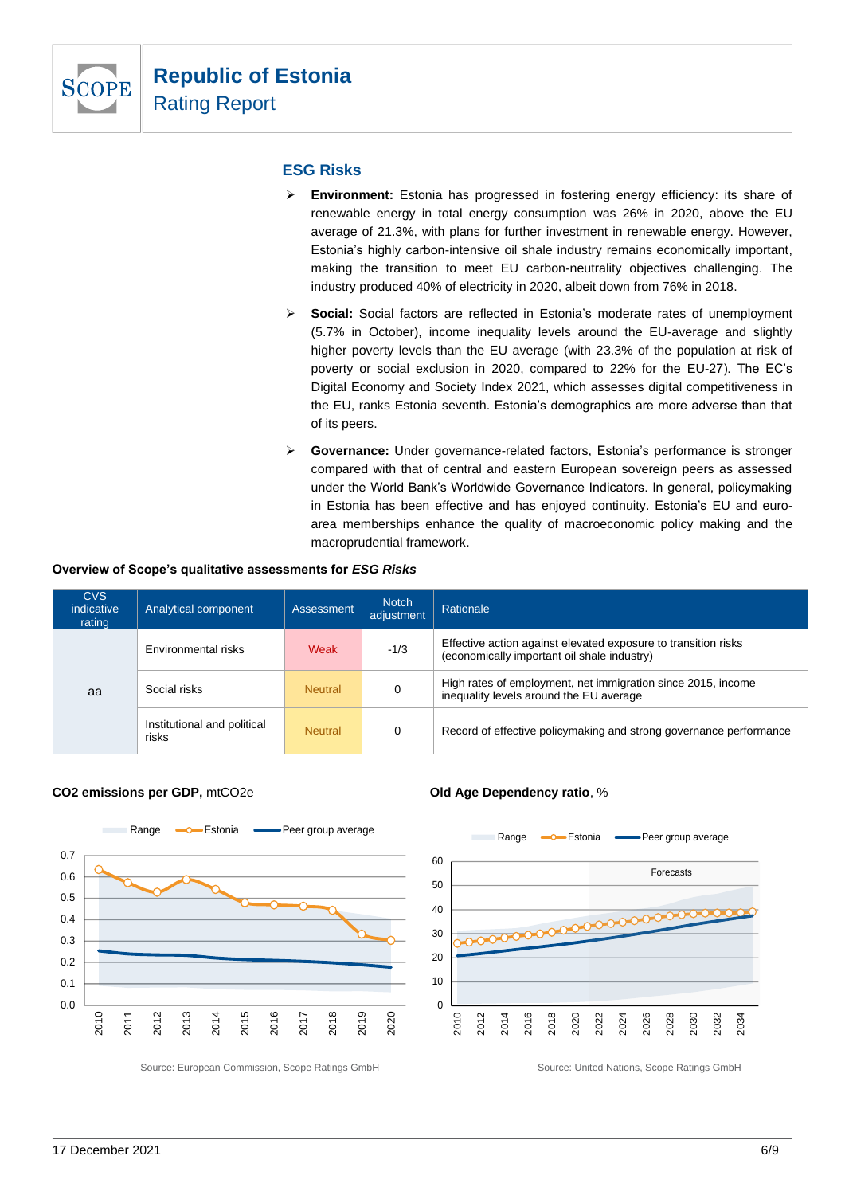## ESG Risks

- **Environment:** Estonia has progressed in fostering energy efficiency: its share of renewable energy in total energy consumption was 26% in 2020, above the EU average of 21.3%, with plans for further investment in renewable energy. However, Estonia's highly carbon-intensive oil shale industry remains economically important, making the transition to meet EU carbon-neutrality objectives challenging. The industry produced 40% of electricity in 2020, albeit down from 76% in 2018.
- **Social:** Social factors are reflected in Estonia's moderate rates of unemployment (5.7% in October), income inequality levels around the EU-average and slightly higher poverty levels than the EU average (with 23.3% of the population at risk of poverty or social exclusion in 2020, compared to 22% for the EU-27). The EC's Digital Economy and Society Index 2021, which assesses digital competitiveness in the EU, ranks Estonia seventh. Estonia's demographics are more adverse than that of its peers.
- **Governance:** Under governance-related factors, Estonia's performance is stronger compared with that of central and eastern European sovereign peers as assessed under the World Bank's Worldwide Governance Indicators. In general, policymaking in Estonia has been effective and has enjoyed continuity. Estonia's EU and euro-area memberships enhance the quality of macroeconomic policy making and the macroprudential framework.

**Overview of Scope's qualitative assessments for *ESG Risks***

| CVS indicative rating | Analytical component | Assessment | Notch adjustment | Rationale |
|---|---|---|---|---|
| aa | Environmental risks | Weak | -1/3 | Effective action against elevated exposure to transition risks (economically important oil shale industry) |
| | Social risks | Neutral | 0 | High rates of employment, net immigration since 2015, income inequality levels around the EU average |
| | Institutional and political risks | Neutral | 0 | Record of effective policymaking and strong governance performance |

**CO2 emissions per GDP,** mtCO2e

Source: European Commission, Scope Ratings GmbH

**Old Age Dependency ratio**, %

Source: United Nations, Scope Ratings GmbH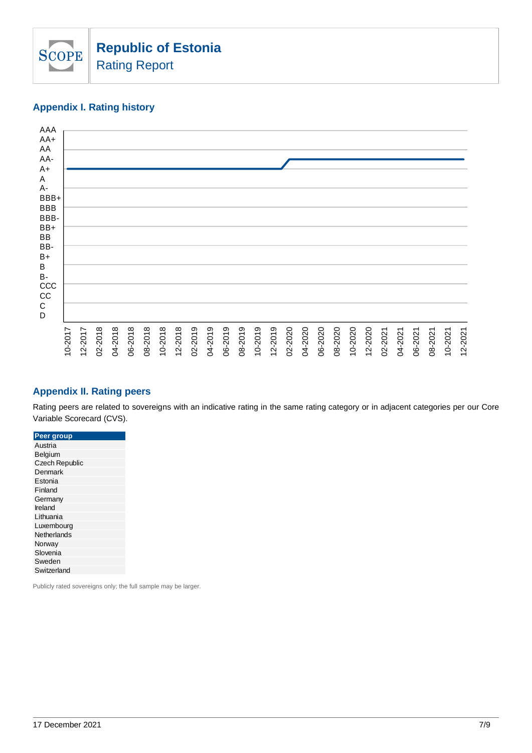## Appendix I. Rating history

## Appendix II. Rating peers

Rating peers are related to sovereigns with an indicative rating in the same rating category or in adjacent categories per our Core Variable Scorecard (CVS).

| Peer group |
|---|
| Austria |
| Belgium |
| Czech Republic |
| Denmark |
| Estonia |
| Finland |
| Germany |
| Ireland |
| Lithuania |
| Luxembourg |
| Netherlands |
| Norway |
| Slovenia |
| Sweden |
| Switzerland |

Publicly rated sovereigns only; the full sample may be larger.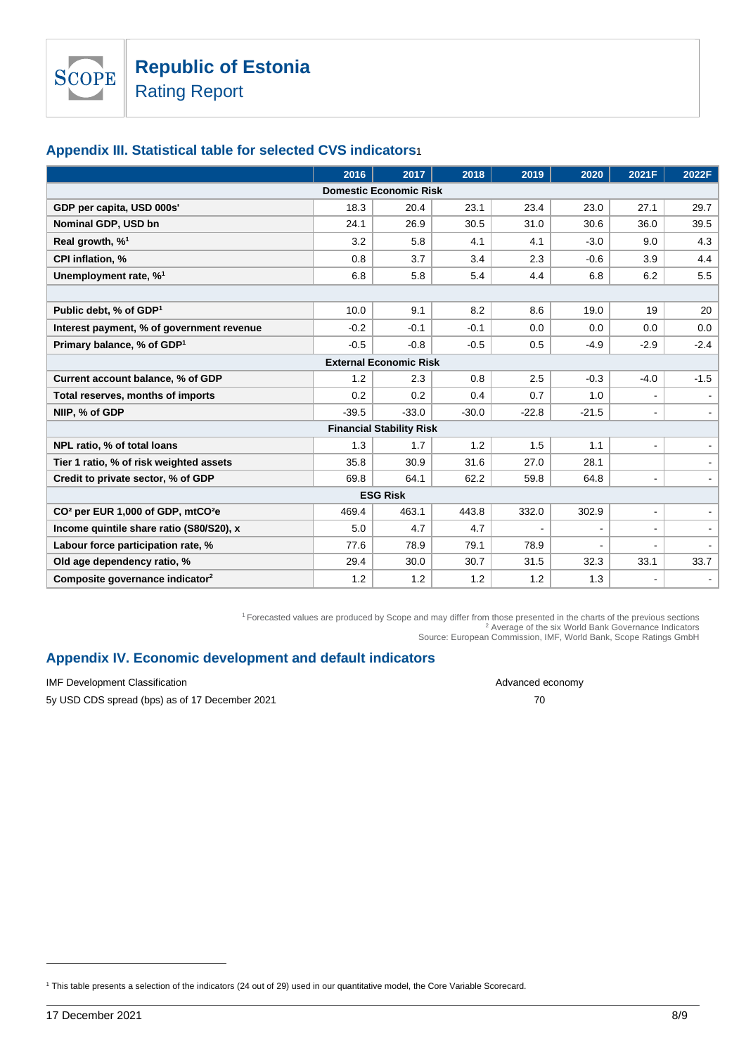## Appendix III. Statistical table for selected CVS indicators[1]

| | 2016 | 2017 | 2018 | 2019 | 2020 | 2021F | 2022F |
|---|---|---|---|---|---|---|---|
| **Domestic Economic Risk** | | | | | | | |
| **GDP per capita, USD 000s'** | 18.3 | 20.4 | 23.1 | 23.4 | 23.0 | 27.1 | 29.7 |
| **Nominal GDP, USD bn** | 24.1 | 26.9 | 30.5 | 31.0 | 30.6 | 36.0 | 39.5 |
| **Real growth, %[1]** | 3.2 | 5.8 | 4.1 | 4.1 | -3.0 | 9.0 | 4.3 |
| **CPI inflation, %** | 0.8 | 3.7 | 3.4 | 2.3 | -0.6 | 3.9 | 4.4 |
| **Unemployment rate, %[1]** | 6.8 | 5.8 | 5.4 | 4.4 | 6.8 | 6.2 | 5.5 |
| | | | | | | | |
| **Public debt, % of GDP[1]** | 10.0 | 9.1 | 8.2 | 8.6 | 19.0 | 19 | 20 |
| **Interest payment, % of government revenue** | -0.2 | -0.1 | -0.1 | 0.0 | 0.0 | 0.0 | 0.0 |
| **Primary balance, % of GDP[1]** | -0.5 | -0.8 | -0.5 | 0.5 | -4.9 | -2.9 | -2.4 |
| **External Economic Risk** | | | | | | | |
| **Current account balance, % of GDP** | 1.2 | 2.3 | 0.8 | 2.5 | -0.3 | -4.0 | -1.5 |
| **Total reserves, months of imports** | 0.2 | 0.2 | 0.4 | 0.7 | 1.0 | - | - |
| **NIIP, % of GDP** | -39.5 | -33.0 | -30.0 | -22.8 | -21.5 | - | - |
| **Financial Stability Risk** | | | | | | | |
| **NPL ratio, % of total loans** | 1.3 | 1.7 | 1.2 | 1.5 | 1.1 | - | - |
| **Tier 1 ratio, % of risk weighted assets** | 35.8 | 30.9 | 31.6 | 27.0 | 28.1 | | - |
| **Credit to private sector, % of GDP** | 69.8 | 64.1 | 62.2 | 59.8 | 64.8 | - | - |
| **ESG Risk** | | | | | | | |
| **$CO^2$ per EUR 1,000 of GDP, $mtCO^2e$** | 469.4 | 463.1 | 443.8 | 332.0 | 302.9 | - | - |
| **Income quintile share ratio (S80/S20), x** | 5.0 | 4.7 | 4.7 | - | - | - | - |
| **Labour force participation rate, %** | 77.6 | 78.9 | 79.1 | 78.9 | - | - | - |
| **Old age dependency ratio, %** | 29.4 | 30.0 | 30.7 | 31.5 | 32.3 | 33.1 | 33.7 |
| **Composite governance indicator[2]** | 1.2 | 1.2 | 1.2 | 1.2 | 1.3 | - | - |

[1] Forecasted values are produced by Scope and may differ from those presented in the charts of the previous sections
[2] Average of the six World Bank Governance Indicators
Source: European Commission, IMF, World Bank, Scope Ratings GmbH

## Appendix IV. Economic development and default indicators

| | |
|---|---|
| IMF Development Classification | Advanced economy |
| 5y USD CDS spread (bps) as of 17 December 2021 | 70 |

[1] This table presents a selection of the indicators (24 out of 29) used in our quantitative model, the Core Variable Scorecard.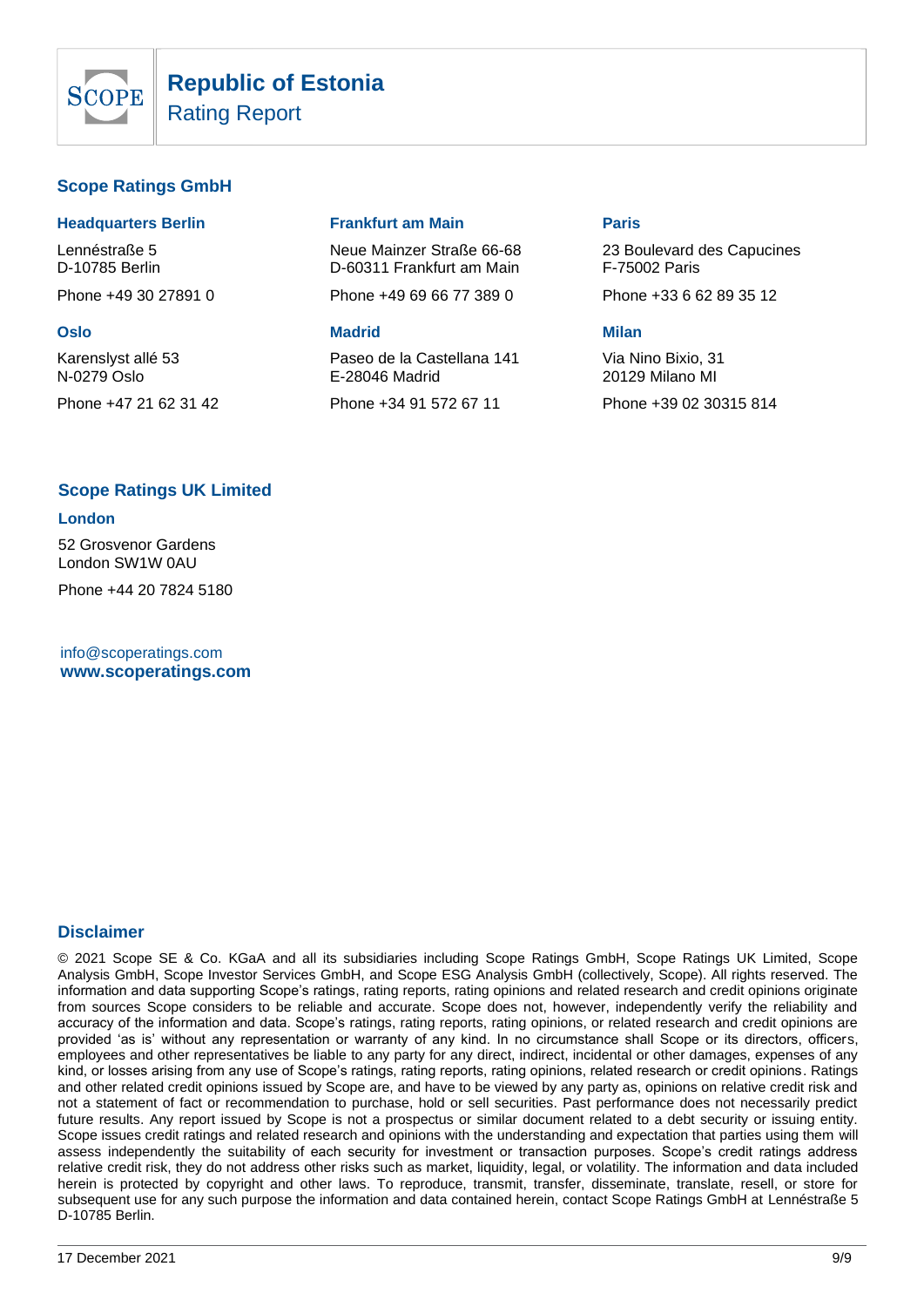## Scope Ratings GmbH

### Headquarters Berlin

Lennéstraße 5
D-10785 Berlin

Phone +49 30 27891 0

### Frankfurt am Main

Neue Mainzer Straße 66-68
D-60311 Frankfurt am Main

Phone +49 69 66 77 389 0

### Paris

23 Boulevard des Capucines
F-75002 Paris

Phone +33 6 62 89 35 12

### Oslo

Karenslyst allé 53
N-0279 Oslo

Phone +47 21 62 31 42

### Madrid

Paseo de la Castellana 141
E-28046 Madrid

Phone +34 91 572 67 11

### Milan

Via Nino Bixio, 31
20129 Milano MI

Phone +39 02 30315 814

## Scope Ratings UK Limited

### London

52 Grosvenor Gardens
London SW1W 0AU

Phone +44 20 7824 5180

info@scoperatings.com
**www.scoperatings.com**

## Disclaimer

© 2021 Scope SE & Co. KGaA and all its subsidiaries including Scope Ratings GmbH, Scope Ratings UK Limited, Scope Analysis GmbH, Scope Investor Services GmbH, and Scope ESG Analysis GmbH (collectively, Scope). All rights reserved. The information and data supporting Scope's ratings, rating reports, rating opinions and related research and credit opinions originate from sources Scope considers to be reliable and accurate. Scope does not, however, independently verify the reliability and accuracy of the information and data. Scope's ratings, rating reports, rating opinions, or related research and credit opinions are provided 'as is' without any representation or warranty of any kind. In no circumstance shall Scope or its directors, officers, employees and other representatives be liable to any party for any direct, indirect, incidental or other damages, expenses of any kind, or losses arising from any use of Scope's ratings, rating reports, rating opinions, related research or credit opinions. Ratings and other related credit opinions issued by Scope are, and have to be viewed by any party as, opinions on relative credit risk and not a statement of fact or recommendation to purchase, hold or sell securities. Past performance does not necessarily predict future results. Any report issued by Scope is not a prospectus or similar document related to a debt security or issuing entity. Scope issues credit ratings and related research and opinions with the understanding and expectation that parties using them will assess independently the suitability of each security for investment or transaction purposes. Scope's credit ratings address relative credit risk, they do not address other risks such as market, liquidity, legal, or volatility. The information and data included herein is protected by copyright and other laws. To reproduce, transmit, transfer, disseminate, translate, resell, or store for subsequent use for any such purpose the information and data contained herein, contact Scope Ratings GmbH at Lennéstraße 5 D-10785 Berlin.